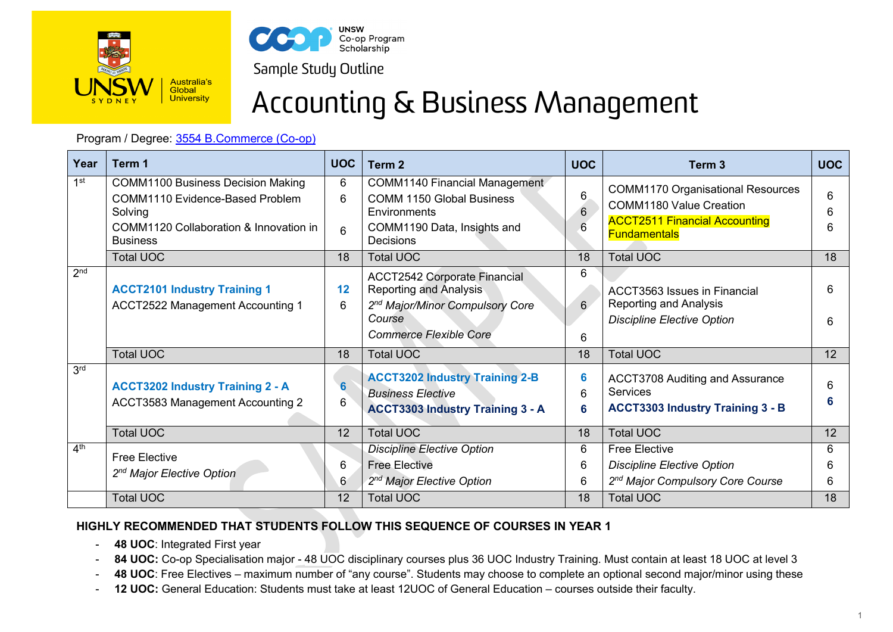UNSW Co-op Program Scholarship

Sample Study Outline

# Accounting & Business Management

Program / Degree: 3554 B.Commerce (Co-op)

| Year | Term 1 | UOC | Term 2 | UOC | Term 3 | UOC |
|---|---|---|---|---|---|---|
| 1st | COMM1100 Business Decision Making<br>COMM1110 Evidence-Based Problem Solving<br>COMM1120 Collaboration & Innovation in Business | 6<br>6<br>6 | COMM1140 Financial Management<br>COMM 1150 Global Business Environments<br>COMM1190 Data, Insights and Decisions | 6<br>6<br>6 | COMM1170 Organisational Resources<br>COMM1180 Value Creation<br>ACCT2511 Financial Accounting Fundamentals | 6<br>6<br>6 |
| | Total UOC | 18 | Total UOC | 18 | Total UOC | 18 |
| 2nd | **ACCT2101 Industry Training 1**<br>ACCT2522 Management Accounting 1 | **12**<br>6 | ACCT2542 Corporate Financial Reporting and Analysis<br>*2nd Major/Minor Compulsory Core Course*<br>*Commerce Flexible Core* | 6<br>6<br>6 | ACCT3563 Issues in Financial Reporting and Analysis<br>*Discipline Elective Option* | 6<br>6 |
| | Total UOC | 18 | Total UOC | 18 | Total UOC | 12 |
| 3rd | **ACCT3202 Industry Training 2 - A**<br>ACCT3583 Management Accounting 2 | **6**<br>6 | **ACCT3202 Industry Training 2-B**<br>*Business Elective*<br>**ACCT3303 Industry Training 3 - A** | **6**<br>6<br>**6** | ACCT3708 Auditing and Assurance Services<br>**ACCT3303 Industry Training 3 - B** | 6<br>**6** |
| | Total UOC | 12 | Total UOC | 18 | Total UOC | 12 |
| 4th | Free Elective<br>*2nd Major Elective Option* | 6<br>6 | *Discipline Elective Option*<br>Free Elective<br>*2nd Major Elective Option* | 6<br>6<br>6 | Free Elective<br>*Discipline Elective Option*<br>*2nd Major Compulsory Core Course* | 6<br>6<br>6 |
| | Total UOC | 12 | Total UOC | 18 | Total UOC | 18 |

**HIGHLY RECOMMENDED THAT STUDENTS FOLLOW THIS SEQUENCE OF COURSES IN YEAR 1**

- **48 UOC**: Integrated First year
- **84 UOC:** Co-op Specialisation major - 48 UOC disciplinary courses plus 36 UOC Industry Training. Must contain at least 18 UOC at level 3
- **48 UOC**: Free Electives – maximum number of "any course". Students may choose to complete an optional second major/minor using these
- **12 UOC:** General Education: Students must take at least 12UOC of General Education – courses outside their faculty.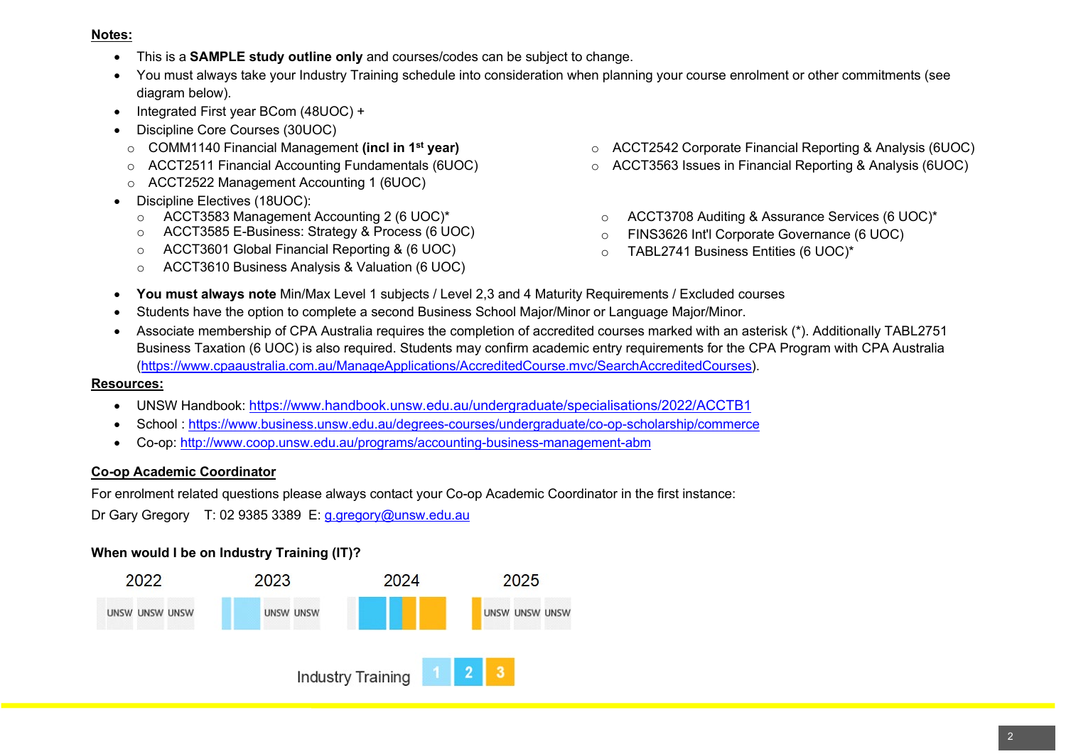**Notes:**

- This is a **SAMPLE study outline only** and courses/codes can be subject to change.
- You must always take your Industry Training schedule into consideration when planning your course enrolment or other commitments (see diagram below).
- Integrated First year BCom (48UOC) +
- Discipline Core Courses (30UOC)
  - COMM1140 Financial Management **(incl in 1st year)**
  - ACCT2511 Financial Accounting Fundamentals (6UOC)
  - ACCT2522 Management Accounting 1 (6UOC)
  - ACCT2542 Corporate Financial Reporting & Analysis (6UOC)
  - ACCT3563 Issues in Financial Reporting & Analysis (6UOC)
- Discipline Electives (18UOC):
  - ACCT3583 Management Accounting 2 (6 UOC)*
  - ACCT3585 E-Business: Strategy & Process (6 UOC)
  - ACCT3601 Global Financial Reporting & (6 UOC)
  - ACCT3610 Business Analysis & Valuation (6 UOC)
  - ACCT3708 Auditing & Assurance Services (6 UOC)*
  - FINS3626 Int'l Corporate Governance (6 UOC)
  - TABL2741 Business Entities (6 UOC)*
- **You must always note** Min/Max Level 1 subjects / Level 2,3 and 4 Maturity Requirements / Excluded courses
- Students have the option to complete a second Business School Major/Minor or Language Major/Minor.
- Associate membership of CPA Australia requires the completion of accredited courses marked with an asterisk (*). Additionally TABL2751 Business Taxation (6 UOC) is also required. Students may confirm academic entry requirements for the CPA Program with CPA Australia (https://www.cpaaustralia.com.au/ManageApplications/AccreditedCourse.mvc/SearchAccreditedCourses).

**Resources:**

- UNSW Handbook: https://www.handbook.unsw.edu.au/undergraduate/specialisations/2022/ACCTB1
- School : https://www.business.unsw.edu.au/degrees-courses/undergraduate/co-op-scholarship/commerce
- Co-op: http://www.coop.unsw.edu.au/programs/accounting-business-management-abm

**Co-op Academic Coordinator**

For enrolment related questions please always contact your Co-op Academic Coordinator in the first instance:

Dr Gary Gregory T: 02 9385 3389 E: g.gregory@unsw.edu.au

**When would I be on Industry Training (IT)?**

2022 2023 2024 2025

UNSW UNSW UNSW UNSW UNSW UNSW UNSW UNSW

Industry Training 1 2 3